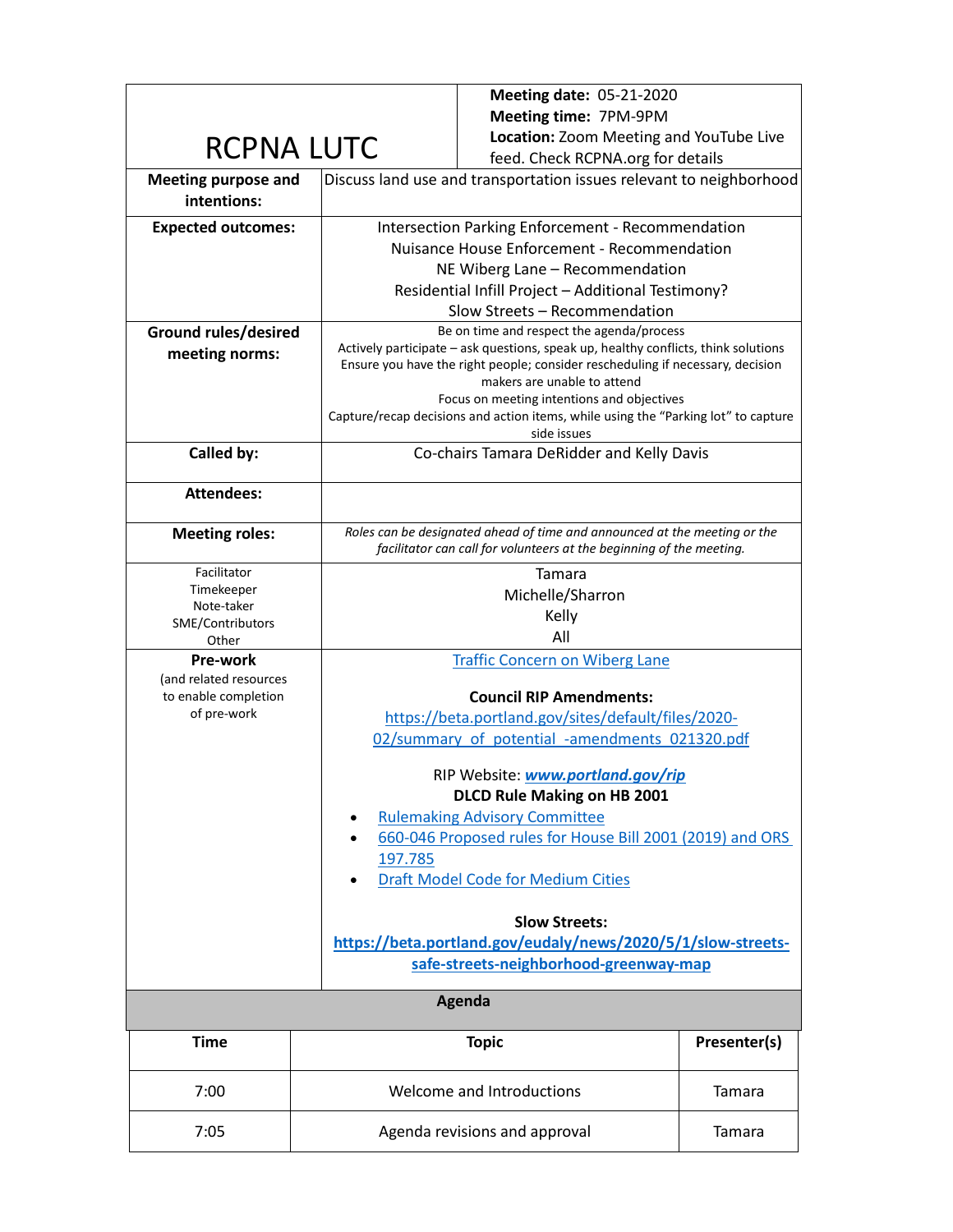# RCPNA LUTC

**Meeting date:** 05-21-2020
**Meeting time:** 7PM-9PM
**Location:** Zoom Meeting and YouTube Live feed. Check RCPNA.org for details

| | |
|---|---|
| **Meeting purpose and intentions:** | Discuss land use and transportation issues relevant to neighborhood |
| **Expected outcomes:** | Intersection Parking Enforcement - Recommendation<br>Nuisance House Enforcement - Recommendation<br>NE Wiberg Lane – Recommendation<br>Residential Infill Project – Additional Testimony?<br>Slow Streets – Recommendation |
| **Ground rules/desired meeting norms:** | Be on time and respect the agenda/process<br>Actively participate – ask questions, speak up, healthy conflicts, think solutions<br>Ensure you have the right people; consider rescheduling if necessary, decision makers are unable to attend<br>Focus on meeting intentions and objectives<br>Capture/recap decisions and action items, while using the "Parking lot" to capture side issues |
| **Called by:** | Co-chairs Tamara DeRidder and Kelly Davis |
| **Attendees:** | |
| **Meeting roles:** | *Roles can be designated ahead of time and announced at the meeting or the facilitator can call for volunteers at the beginning of the meeting.* |
| Facilitator<br>Timekeeper<br>Note-taker<br>SME/Contributors<br>Other | Tamara<br>Michelle/Sharron<br>Kelly<br>All |
| **Pre-work** (and related resources to enable completion of pre-work | Traffic Concern on Wiberg Lane<br><br>**Council RIP Amendments:**<br>https://beta.portland.gov/sites/default/files/2020-02/summary_of_potential_-amendments_021320.pdf<br><br>RIP Website: ***www.portland.gov/rip***<br>**DLCD Rule Making on HB 2001**<br>• Rulemaking Advisory Committee<br>• 660-046 Proposed rules for House Bill 2001 (2019) and ORS 197.785<br>• Draft Model Code for Medium Cities<br><br>**Slow Streets:**<br>**https://beta.portland.gov/eudaly/news/2020/5/1/slow-streets-safe-streets-neighborhood-greenway-map** |

## Agenda

| Time | Topic | Presenter(s) |
|---|---|---|
| 7:00 | Welcome and Introductions | Tamara |
| 7:05 | Agenda revisions and approval | Tamara |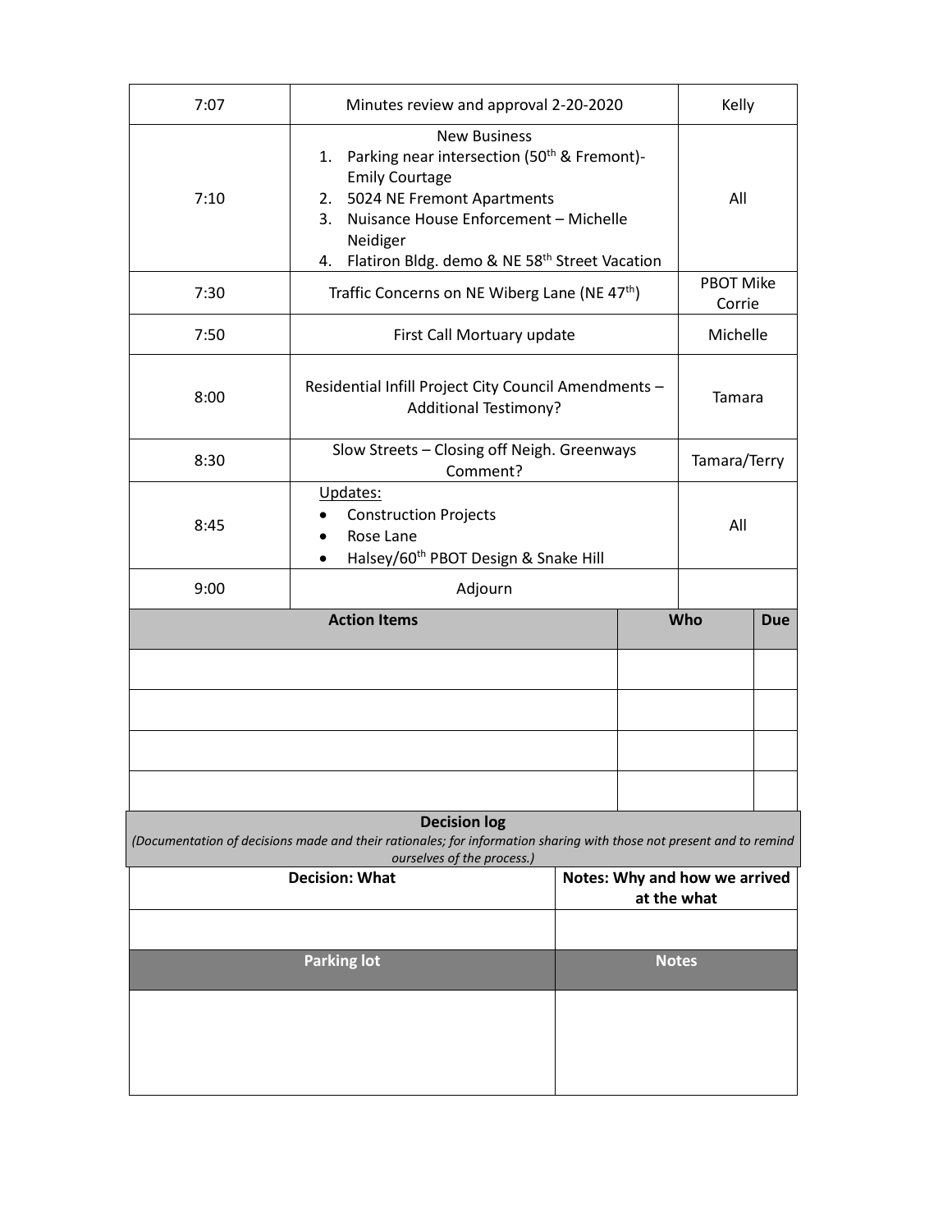| | | |
|---|---|---|
| 7:07 | Minutes review and approval 2-20-2020 | Kelly |
| 7:10 | New Business<br>1. Parking near intersection (50th & Fremont)- Emily Courtage<br>2. 5024 NE Fremont Apartments<br>3. Nuisance House Enforcement – Michelle Neidiger<br>4. Flatiron Bldg. demo & NE 58th Street Vacation | All |
| 7:30 | Traffic Concerns on NE Wiberg Lane (NE 47th) | PBOT Mike Corrie |
| 7:50 | First Call Mortuary update | Michelle |
| 8:00 | Residential Infill Project City Council Amendments – Additional Testimony? | Tamara |
| 8:30 | Slow Streets – Closing off Neigh. Greenways Comment? | Tamara/Terry |
| 8:45 | Updates:<br>• Construction Projects<br>• Rose Lane<br>• Halsey/60th PBOT Design & Snake Hill | All |
| 9:00 | Adjourn | |

| Action Items | Who | Due |
|---|---|---|
| | | |
| | | |
| | | |
| | | |

**Decision log**

*(Documentation of decisions made and their rationales; for information sharing with those not present and to remind ourselves of the process.)*

| Decision: What | Notes: Why and how we arrived at the what |
|---|---|
| | |

| Parking lot | Notes |
|---|---|
| | |